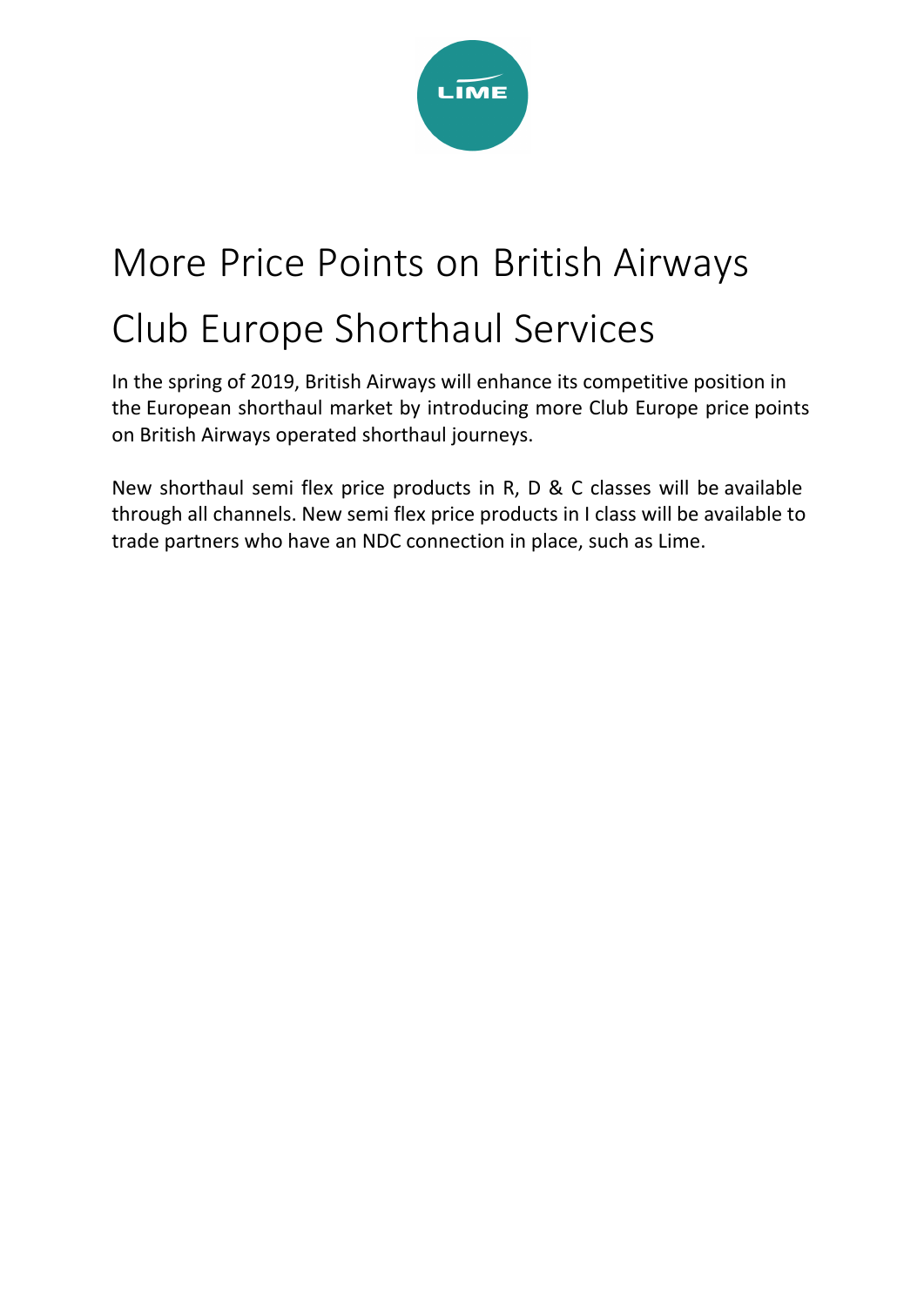# More Price Points on British Airways Club Europe Shorthaul Services

In the spring of 2019, British Airways will enhance its competitive position in the European shorthaul market by introducing more Club Europe price points on British Airways operated shorthaul journeys.

New shorthaul semi flex price products in R, D & C classes will be available through all channels. New semi flex price products in I class will be available to trade partners who have an NDC connection in place, such as Lime.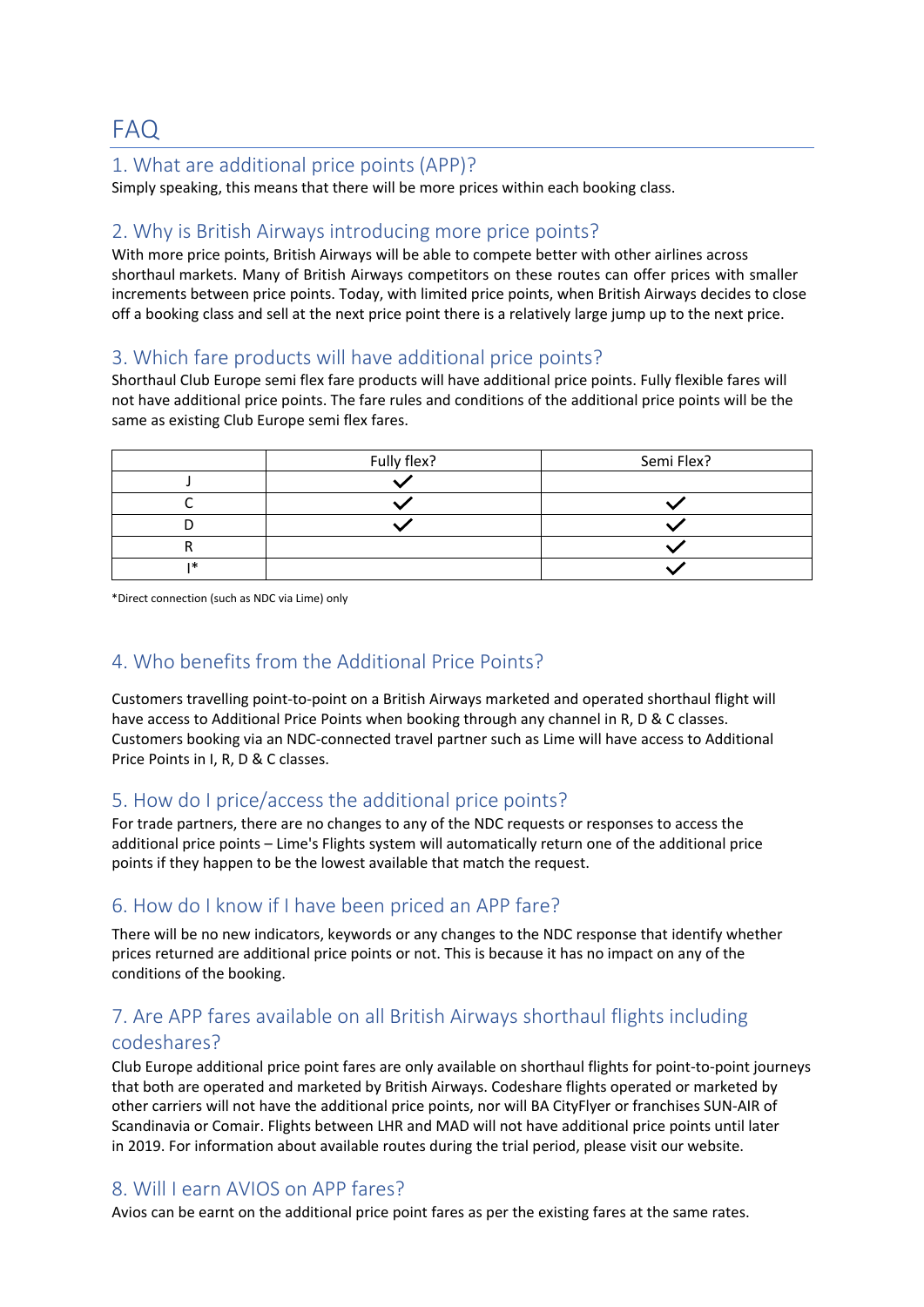# FAQ

## 1. What are additional price points (APP)?

Simply speaking, this means that there will be more prices within each booking class.

## 2. Why is British Airways introducing more price points?

With more price points, British Airways will be able to compete better with other airlines across shorthaul markets. Many of British Airways competitors on these routes can offer prices with smaller increments between price points. Today, with limited price points, when British Airways decides to close off a booking class and sell at the next price point there is a relatively large jump up to the next price.

## 3. Which fare products will have additional price points?

Shorthaul Club Europe semi flex fare products will have additional price points. Fully flexible fares will not have additional price points. The fare rules and conditions of the additional price points will be the same as existing Club Europe semi flex fares.

| | Fully flex? | Semi Flex? |
|---|---|---|
| J | ✓ | |
| C | ✓ | ✓ |
| D | ✓ | ✓ |
| R | | ✓ |
| I* | | ✓ |

*Direct connection (such as NDC via Lime) only

## 4. Who benefits from the Additional Price Points?

Customers travelling point-to-point on a British Airways marketed and operated shorthaul flight will have access to Additional Price Points when booking through any channel in R, D & C classes. Customers booking via an NDC-connected travel partner such as Lime will have access to Additional Price Points in I, R, D & C classes.

## 5. How do I price/access the additional price points?

For trade partners, there are no changes to any of the NDC requests or responses to access the additional price points – Lime's Flights system will automatically return one of the additional price points if they happen to be the lowest available that match the request.

## 6. How do I know if I have been priced an APP fare?

There will be no new indicators, keywords or any changes to the NDC response that identify whether prices returned are additional price points or not. This is because it has no impact on any of the conditions of the booking.

## 7. Are APP fares available on all British Airways shorthaul flights including codeshares?

Club Europe additional price point fares are only available on shorthaul flights for point-to-point journeys that both are operated and marketed by British Airways. Codeshare flights operated or marketed by other carriers will not have the additional price points, nor will BA CityFlyer or franchises SUN-AIR of Scandinavia or Comair. Flights between LHR and MAD will not have additional price points until later in 2019. For information about available routes during the trial period, please visit our website.

## 8. Will I earn AVIOS on APP fares?

Avios can be earnt on the additional price point fares as per the existing fares at the same rates.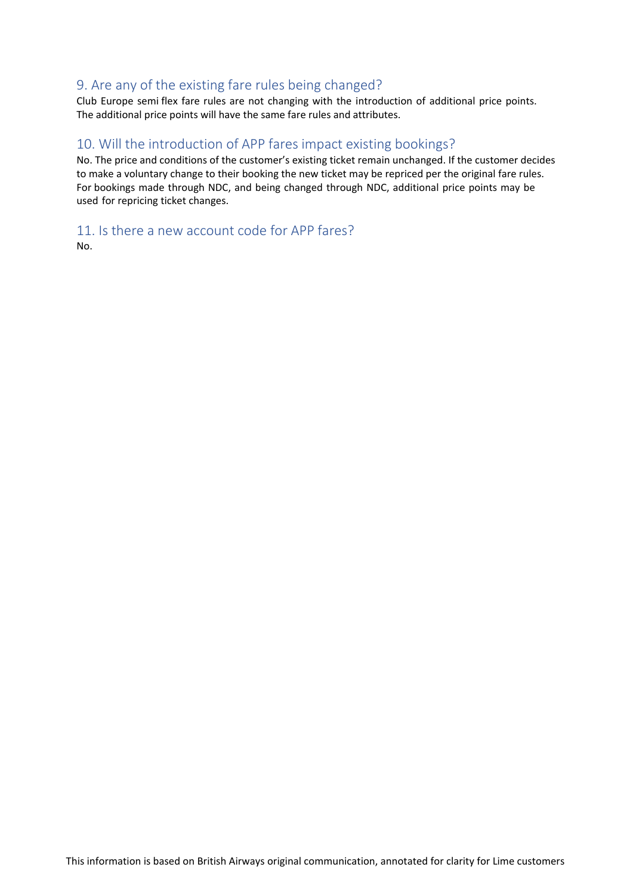## 9. Are any of the existing fare rules being changed?

Club Europe semi flex fare rules are not changing with the introduction of additional price points. The additional price points will have the same fare rules and attributes.

## 10. Will the introduction of APP fares impact existing bookings?

No. The price and conditions of the customer's existing ticket remain unchanged. If the customer decides to make a voluntary change to their booking the new ticket may be repriced per the original fare rules. For bookings made through NDC, and being changed through NDC, additional price points may be used for repricing ticket changes.

## 11. Is there a new account code for APP fares?

No.

This information is based on British Airways original communication, annotated for clarity for Lime customers